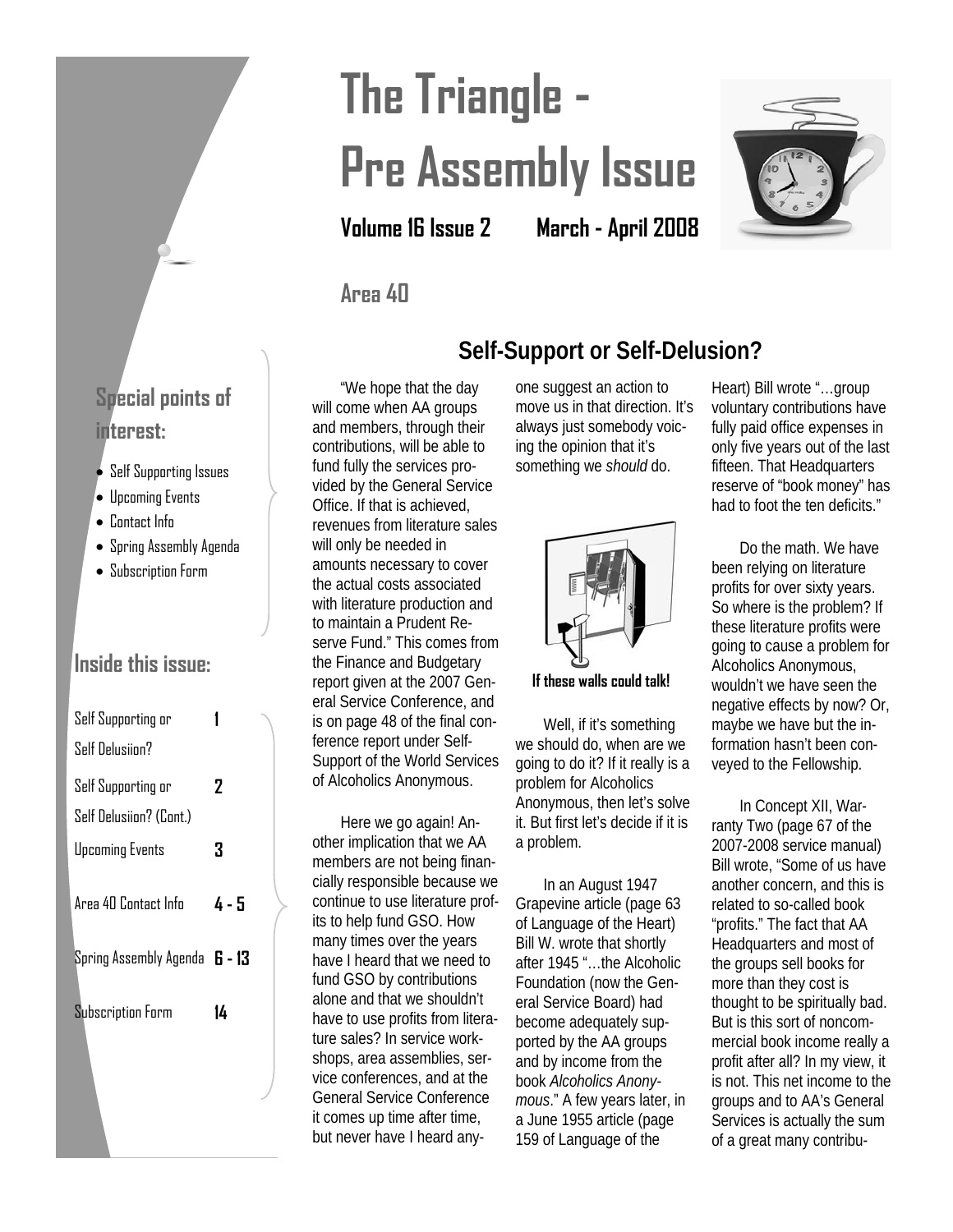# The Triangle - Pre Assembly Issue

**Volume 16 Issue 2 March - April 2008**

**Area 40**

### Special points of interest:

- Self Supporting Issues
- Upcoming Events
- Contact Info
- Spring Assembly Agenda
- Subscription Form

### Inside this issue:

| | |
|---|---|
| Self Supporting or Self Delusiion? | **1** |
| Self Supporting or Self Delusiion? (Cont.) | **2** |
| Upcoming Events | **3** |
| Area 40 Contact Info | **4 - 5** |
| Spring Assembly Agenda | **6 - 13** |
| Subscription Form | **14** |

## Self-Support or Self-Delusion?

"We hope that the day will come when AA groups and members, through their contributions, will be able to fund fully the services provided by the General Service Office. If that is achieved, revenues from literature sales will only be needed in amounts necessary to cover the actual costs associated with literature production and to maintain a Prudent Reserve Fund." This comes from the Finance and Budgetary report given at the 2007 General Service Conference, and is on page 48 of the final conference report under Self-Support of the World Services of Alcoholics Anonymous.

Here we go again! Another implication that we AA members are not being financially responsible because we continue to use literature profits to help fund GSO. How many times over the years have I heard that we need to fund GSO by contributions alone and that we shouldn't have to use profits from literature sales? In service workshops, area assemblies, service conferences, and at the General Service Conference it comes up time after time, but never have I heard anyone suggest an action to move us in that direction. It's always just somebody voicing the opinion that it's something we *should* do.

**If these walls could talk!**

Well, if it's something we should do, when are we going to do it? If it really is a problem for Alcoholics Anonymous, then let's solve it. But first let's decide if it is a problem.

In an August 1947 Grapevine article (page 63 of Language of the Heart) Bill W. wrote that shortly after 1945 "…the Alcoholic Foundation (now the General Service Board) had become adequately supported by the AA groups and by income from the book *Alcoholics Anonymous*." A few years later, in a June 1955 article (page 159 of Language of the Heart) Bill wrote "…group voluntary contributions have fully paid office expenses in only five years out of the last fifteen. That Headquarters reserve of "book money" has had to foot the ten deficits."

Do the math. We have been relying on literature profits for over sixty years. So where is the problem? If these literature profits were going to cause a problem for Alcoholics Anonymous, wouldn't we have seen the negative effects by now? Or, maybe we have but the information hasn't been conveyed to the Fellowship.

In Concept XII, Warranty Two (page 67 of the 2007-2008 service manual) Bill wrote, "Some of us have another concern, and this is related to so-called book "profits." The fact that AA Headquarters and most of the groups sell books for more than they cost is thought to be spiritually bad. But is this sort of noncommercial book income really a profit after all? In my view, it is not. This net income to the groups and to AA's General Services is actually the sum of a great many contribu-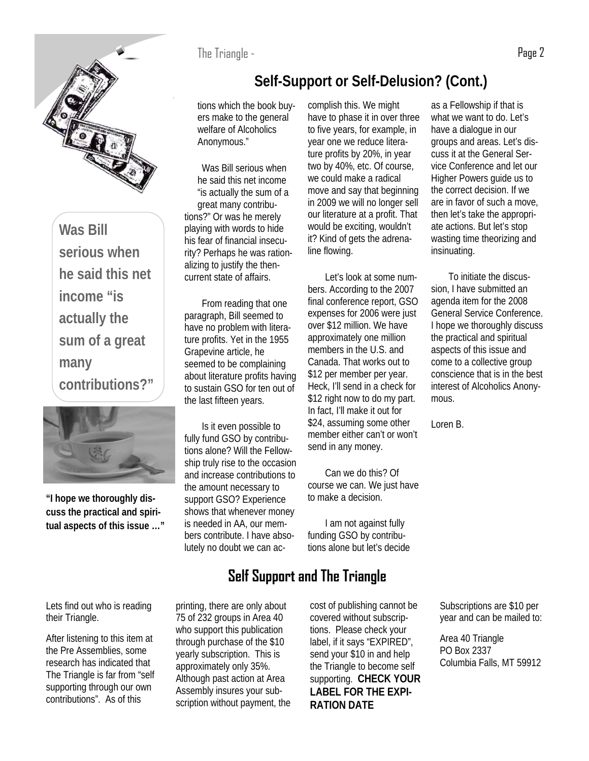## Self-Support or Self-Delusion? (Cont.)

tions which the book buyers make to the general welfare of Alcoholics Anonymous."

Was Bill serious when he said this net income "is actually the sum of a great many contributions?" Or was he merely playing with words to hide his fear of financial insecurity? Perhaps he was rationalizing to justify the then-current state of affairs.

From reading that one paragraph, Bill seemed to have no problem with literature profits. Yet in the 1955 Grapevine article, he seemed to be complaining about literature profits having to sustain GSO for ten out of the last fifteen years.

Is it even possible to fully fund GSO by contributions alone? Will the Fellowship truly rise to the occasion and increase contributions to the amount necessary to support GSO? Experience shows that whenever money is needed in AA, our members contribute. I have absolutely no doubt we can accomplish this. We might have to phase it in over three to five years, for example, in year one we reduce literature profits by 20%, in year two by 40%, etc. Of course, we could make a radical move and say that beginning in 2009 we will no longer sell our literature at a profit. That would be exciting, wouldn't it? Kind of gets the adrenaline flowing.

Let's look at some numbers. According to the 2007 final conference report, GSO expenses for 2006 were just over $12 million. We have approximately one million members in the U.S. and Canada. That works out to $12 per member per year. Heck, I'll send in a check for $12 right now to do my part. In fact, I'll make it out for $24, assuming some other member either can't or won't send in any money.

Can we do this? Of course we can. We just have to make a decision.

I am not against fully funding GSO by contributions alone but let's decide as a Fellowship if that is what we want to do. Let's have a dialogue in our groups and areas. Let's discuss it at the General Service Conference and let our Higher Powers guide us to the correct decision. If we are in favor of such a move, then let's take the appropriate actions. But let's stop wasting time theorizing and insinuating.

To initiate the discussion, I have submitted an agenda item for the 2008 General Service Conference. I hope we thoroughly discuss the practical and spiritual aspects of this issue and come to a collective group conscience that is in the best interest of Alcoholics Anonymous.

Loren B.

**Was Bill serious when he said this net income "is actually the sum of a great many contributions?"**

**"I hope we thoroughly discuss the practical and spiritual aspects of this issue …"**

## Self Support and The Triangle

Lets find out who is reading their Triangle.

After listening to this item at the Pre Assemblies, some research has indicated that The Triangle is far from "self supporting through our own contributions". As of this printing, there are only about 75 of 232 groups in Area 40 who support this publication through purchase of the $10 yearly subscription. This is approximately only 35%. Although past action at Area Assembly insures your subscription without payment, the cost of publishing cannot be covered without subscriptions. Please check your label, if it says "EXPIRED", send your $10 in and help the Triangle to become self supporting. **CHECK YOUR LABEL FOR THE EXPIRATION DATE**

Subscriptions are $10 per year and can be mailed to:

Area 40 Triangle
PO Box 2337
Columbia Falls, MT 59912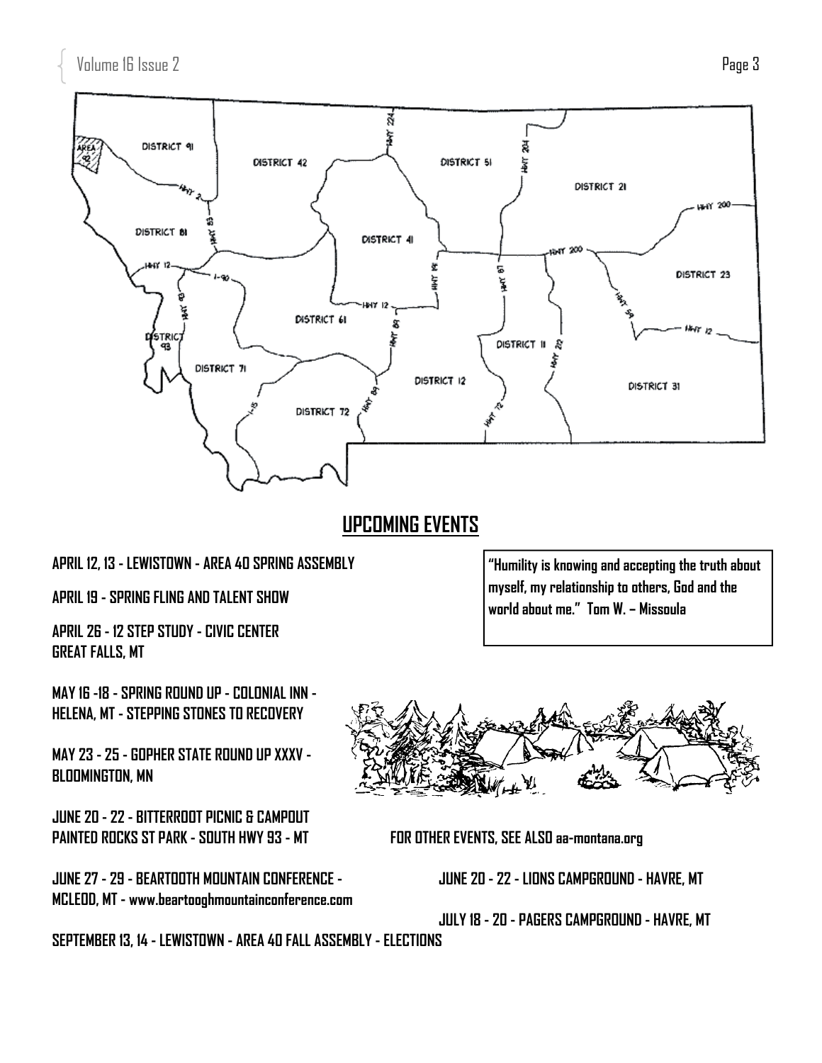## UPCOMING EVENTS

APRIL 12, 13 - LEWISTOWN - AREA 40 SPRING ASSEMBLY

APRIL 19 - SPRING FLING AND TALENT SHOW

APRIL 26 - 12 STEP STUDY - CIVIC CENTER GREAT FALLS, MT

MAY 16 -18 - SPRING ROUND UP - COLONIAL INN - HELENA, MT - STEPPING STONES TO RECOVERY

MAY 23 - 25 - GOPHER STATE ROUND UP XXXV - BLOOMINGTON, MN

JUNE 20 - 22 - BITTERROOT PICNIC & CAMPOUT PAINTED ROCKS ST PARK - SOUTH HWY 93 - MT

JUNE 27 - 29 - BEARTOOTH MOUNTAIN CONFERENCE - MCLEOD, MT - www.beartooghmountainconference.com

SEPTEMBER 13, 14 - LEWISTOWN - AREA 40 FALL ASSEMBLY - ELECTIONS

"Humility is knowing and accepting the truth about myself, my relationship to others, God and the world about me." Tom W. – Missoula

FOR OTHER EVENTS, SEE ALSO aa-montana.org

JUNE 20 - 22 - LIONS CAMPGROUND - HAVRE, MT

JULY 18 - 20 - PAGERS CAMPGROUND - HAVRE, MT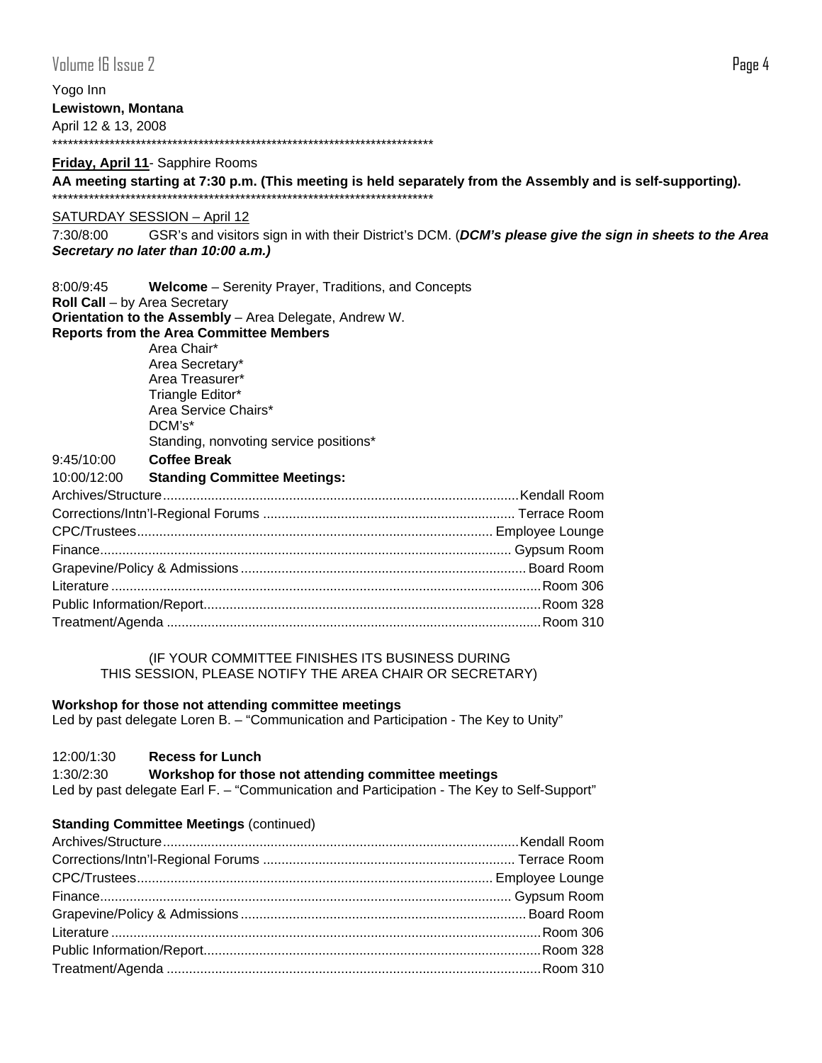Yogo Inn

**Lewistown, Montana**

April 12 & 13, 2008

**************************************************************************

**Friday, April 11**- Sapphire Rooms

**AA meeting starting at 7:30 p.m. (This meeting is held separately from the Assembly and is self-supporting).**

**************************************************************************

SATURDAY SESSION – April 12

7:30/8:00 GSR's and visitors sign in with their District's DCM. (***DCM's please give the sign in sheets to the Area Secretary no later than 10:00 a.m.)***

8:00/9:45 **Welcome** – Serenity Prayer, Traditions, and Concepts

**Roll Call** – by Area Secretary

**Orientation to the Assembly** – Area Delegate, Andrew W.

**Reports from the Area Committee Members**

- Area Chair*
- Area Secretary*
- Area Treasurer*
- Triangle Editor*
- Area Service Chairs*
- DCM's*
- Standing, nonvoting service positions*

9:45/10:00 **Coffee Break**

10:00/12:00 **Standing Committee Meetings:**

| Committee | Room |
|---|---|
| Archives/Structure | Kendall Room |
| Corrections/Intn'l-Regional Forums | Terrace Room |
| CPC/Trustees | Employee Lounge |
| Finance | Gypsum Room |
| Grapevine/Policy & Admissions | Board Room |
| Literature | Room 306 |
| Public Information/Report | Room 328 |
| Treatment/Agenda | Room 310 |

(IF YOUR COMMITTEE FINISHES ITS BUSINESS DURING THIS SESSION, PLEASE NOTIFY THE AREA CHAIR OR SECRETARY)

**Workshop for those not attending committee meetings**

Led by past delegate Loren B. – "Communication and Participation - The Key to Unity"

12:00/1:30 **Recess for Lunch**

1:30/2:30 **Workshop for those not attending committee meetings**

Led by past delegate Earl F. – "Communication and Participation - The Key to Self-Support"

**Standing Committee Meetings** (continued)

| Committee | Room |
|---|---|
| Archives/Structure | Kendall Room |
| Corrections/Intn'l-Regional Forums | Terrace Room |
| CPC/Trustees | Employee Lounge |
| Finance | Gypsum Room |
| Grapevine/Policy & Admissions | Board Room |
| Literature | Room 306 |
| Public Information/Report | Room 328 |
| Treatment/Agenda | Room 310 |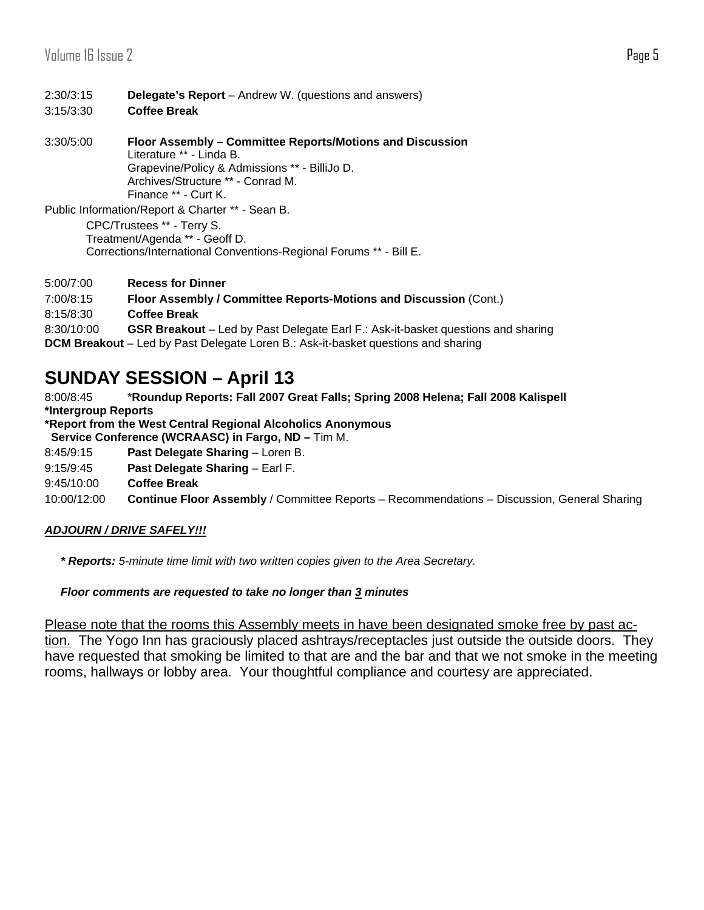2:30/3:15 **Delegate's Report** – Andrew W. (questions and answers)

3:15/3:30 **Coffee Break**

3:30/5:00 **Floor Assembly – Committee Reports/Motions and Discussion**

Literature ** - Linda B.
Grapevine/Policy & Admissions ** - BilliJo D.
Archives/Structure ** - Conrad M.
Finance ** - Curt K.
Public Information/Report & Charter ** - Sean B.
CPC/Trustees ** - Terry S.
Treatment/Agenda ** - Geoff D.
Corrections/International Conventions-Regional Forums ** - Bill E.

5:00/7:00 **Recess for Dinner**

7:00/8:15 **Floor Assembly / Committee Reports-Motions and Discussion** (Cont.)

8:15/8:30 **Coffee Break**

8:30/10:00 **GSR Breakout** – Led by Past Delegate Earl F.: Ask-it-basket questions and sharing

**DCM Breakout** – Led by Past Delegate Loren B.: Ask-it-basket questions and sharing

## SUNDAY SESSION – April 13

8:00/8:45 ***Roundup Reports: Fall 2007 Great Falls; Spring 2008 Helena; Fall 2008 Kalispell**

***Intergroup Reports**

***Report from the West Central Regional Alcoholics Anonymous Service Conference (WCRAASC) in Fargo, ND –** Tim M.

8:45/9:15 **Past Delegate Sharing** – Loren B.

9:15/9:45 **Past Delegate Sharing** – Earl F.

9:45/10:00 **Coffee Break**

10:00/12:00 **Continue Floor Assembly** / Committee Reports – Recommendations – Discussion, General Sharing

***<u>ADJOURN / DRIVE SAFELY!!!</u>***

***\* Reports:** 5-minute time limit with two written copies given to the Area Secretary.*

***Floor comments are requested to take no longer than <u>3</u> minutes***

<u>Please note that the rooms this Assembly meets in have been designated smoke free by past action.</u> The Yogo Inn has graciously placed ashtrays/receptacles just outside the outside doors. They have requested that smoking be limited to that are and the bar and that we not smoke in the meeting rooms, hallways or lobby area. Your thoughtful compliance and courtesy are appreciated.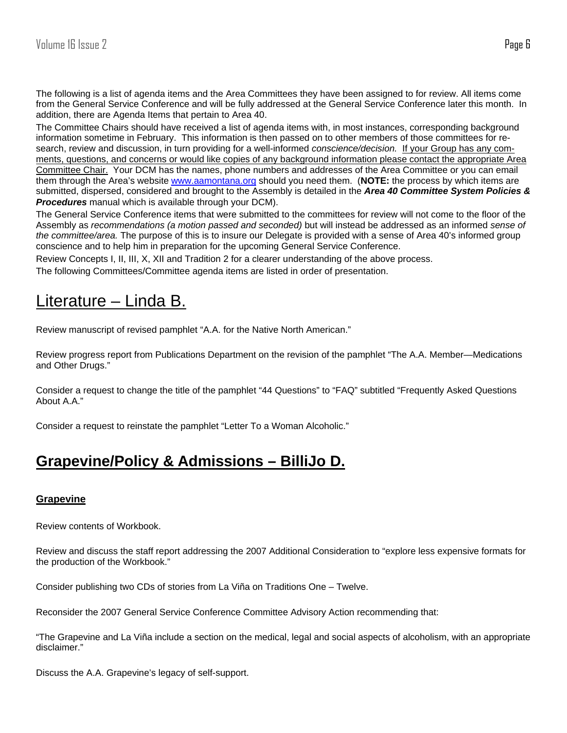The following is a list of agenda items and the Area Committees they have been assigned to for review. All items come from the General Service Conference and will be fully addressed at the General Service Conference later this month. In addition, there are Agenda Items that pertain to Area 40.

The Committee Chairs should have received a list of agenda items with, in most instances, corresponding background information sometime in February. This information is then passed on to other members of those committees for research, review and discussion, in turn providing for a well-informed *conscience/decision.* If your Group has any comments, questions, and concerns or would like copies of any background information please contact the appropriate Area Committee Chair. Your DCM has the names, phone numbers and addresses of the Area Committee or you can email them through the Area's website [www.aamontana.org](http://www.aamontana.org) should you need them. (**NOTE:** the process by which items are submitted, dispersed, considered and brought to the Assembly is detailed in the ***Area 40 Committee System Policies & Procedures*** manual which is available through your DCM).

The General Service Conference items that were submitted to the committees for review will not come to the floor of the Assembly as *recommendations (a motion passed and seconded)* but will instead be addressed as an informed *sense of the committee/area.* The purpose of this is to insure our Delegate is provided with a sense of Area 40's informed group conscience and to help him in preparation for the upcoming General Service Conference.

Review Concepts I, II, III, X, XII and Tradition 2 for a clearer understanding of the above process.

The following Committees/Committee agenda items are listed in order of presentation.

# Literature – Linda B.

Review manuscript of revised pamphlet "A.A. for the Native North American."

Review progress report from Publications Department on the revision of the pamphlet "The A.A. Member—Medications and Other Drugs."

Consider a request to change the title of the pamphlet "44 Questions" to "FAQ" subtitled "Frequently Asked Questions About A.A."

Consider a request to reinstate the pamphlet "Letter To a Woman Alcoholic."

# Grapevine/Policy & Admissions – BilliJo D.

## Grapevine

Review contents of Workbook.

Review and discuss the staff report addressing the 2007 Additional Consideration to "explore less expensive formats for the production of the Workbook."

Consider publishing two CDs of stories from La Viña on Traditions One – Twelve.

Reconsider the 2007 General Service Conference Committee Advisory Action recommending that:

"The Grapevine and La Viña include a section on the medical, legal and social aspects of alcoholism, with an appropriate disclaimer."

Discuss the A.A. Grapevine's legacy of self-support.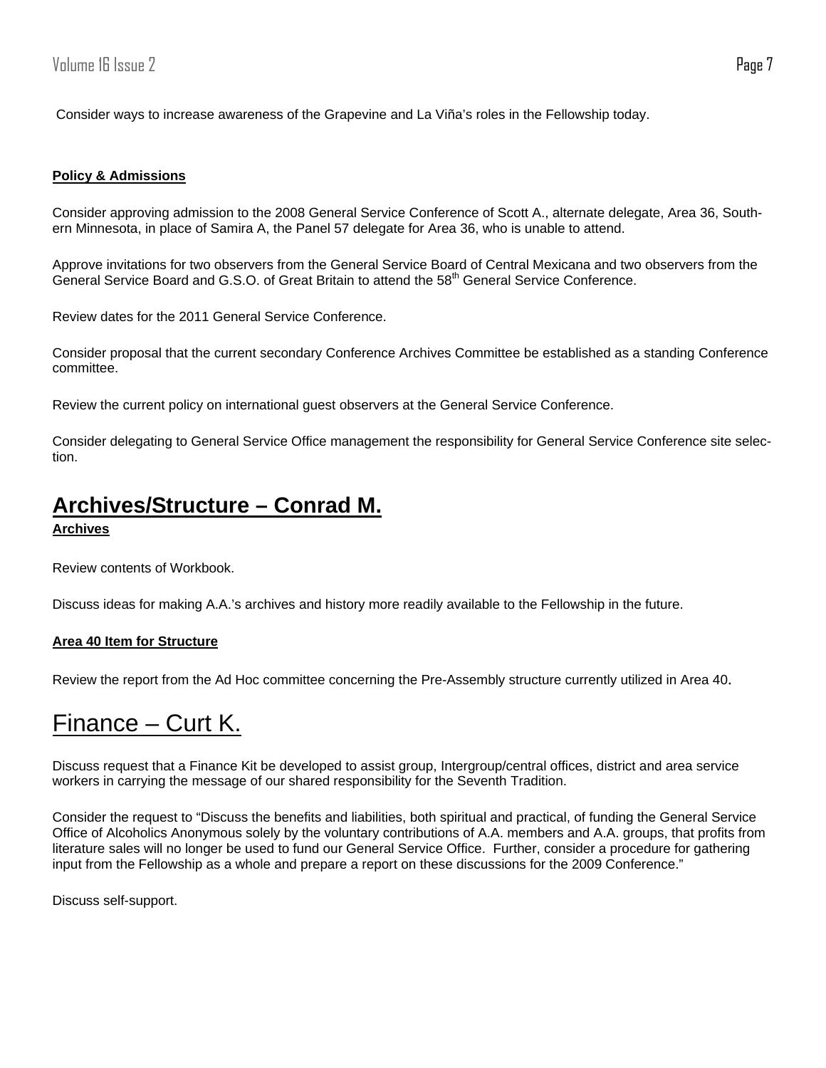Consider ways to increase awareness of the Grapevine and La Viña's roles in the Fellowship today.

**Policy & Admissions**

Consider approving admission to the 2008 General Service Conference of Scott A., alternate delegate, Area 36, Southern Minnesota, in place of Samira A, the Panel 57 delegate for Area 36, who is unable to attend.

Approve invitations for two observers from the General Service Board of Central Mexicana and two observers from the General Service Board and G.S.O. of Great Britain to attend the 58th General Service Conference.

Review dates for the 2011 General Service Conference.

Consider proposal that the current secondary Conference Archives Committee be established as a standing Conference committee.

Review the current policy on international guest observers at the General Service Conference.

Consider delegating to General Service Office management the responsibility for General Service Conference site selection.

## Archives/Structure – Conrad M.

**Archives**

Review contents of Workbook.

Discuss ideas for making A.A.'s archives and history more readily available to the Fellowship in the future.

**Area 40 Item for Structure**

Review the report from the Ad Hoc committee concerning the Pre-Assembly structure currently utilized in Area 40.

## Finance – Curt K.

Discuss request that a Finance Kit be developed to assist group, Intergroup/central offices, district and area service workers in carrying the message of our shared responsibility for the Seventh Tradition.

Consider the request to "Discuss the benefits and liabilities, both spiritual and practical, of funding the General Service Office of Alcoholics Anonymous solely by the voluntary contributions of A.A. members and A.A. groups, that profits from literature sales will no longer be used to fund our General Service Office. Further, consider a procedure for gathering input from the Fellowship as a whole and prepare a report on these discussions for the 2009 Conference."

Discuss self-support.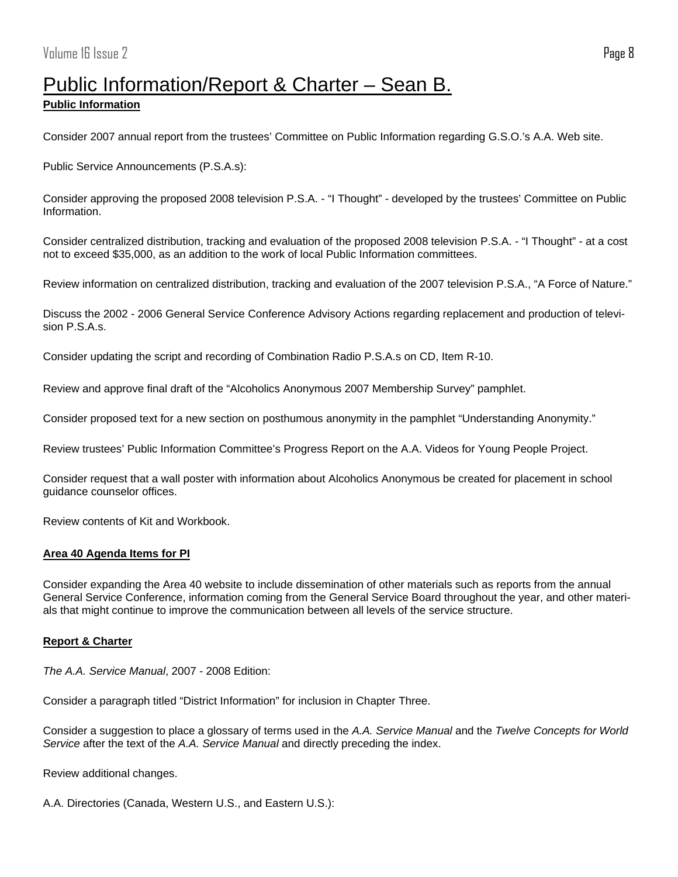# Public Information/Report & Charter – Sean B.

## Public Information

Consider 2007 annual report from the trustees' Committee on Public Information regarding G.S.O.'s A.A. Web site.

Public Service Announcements (P.S.A.s):

Consider approving the proposed 2008 television P.S.A. - "I Thought" - developed by the trustees' Committee on Public Information.

Consider centralized distribution, tracking and evaluation of the proposed 2008 television P.S.A. - "I Thought" - at a cost not to exceed $35,000, as an addition to the work of local Public Information committees.

Review information on centralized distribution, tracking and evaluation of the 2007 television P.S.A., "A Force of Nature."

Discuss the 2002 - 2006 General Service Conference Advisory Actions regarding replacement and production of television P.S.A.s.

Consider updating the script and recording of Combination Radio P.S.A.s on CD, Item R-10.

Review and approve final draft of the "Alcoholics Anonymous 2007 Membership Survey" pamphlet.

Consider proposed text for a new section on posthumous anonymity in the pamphlet "Understanding Anonymity."

Review trustees' Public Information Committee's Progress Report on the A.A. Videos for Young People Project.

Consider request that a wall poster with information about Alcoholics Anonymous be created for placement in school guidance counselor offices.

Review contents of Kit and Workbook.

## Area 40 Agenda Items for PI

Consider expanding the Area 40 website to include dissemination of other materials such as reports from the annual General Service Conference, information coming from the General Service Board throughout the year, and other materials that might continue to improve the communication between all levels of the service structure.

## Report & Charter

*The A.A. Service Manual*, 2007 - 2008 Edition:

Consider a paragraph titled "District Information" for inclusion in Chapter Three.

Consider a suggestion to place a glossary of terms used in the *A.A. Service Manual* and the *Twelve Concepts for World Service* after the text of the *A.A. Service Manual* and directly preceding the index.

Review additional changes.

A.A. Directories (Canada, Western U.S., and Eastern U.S.):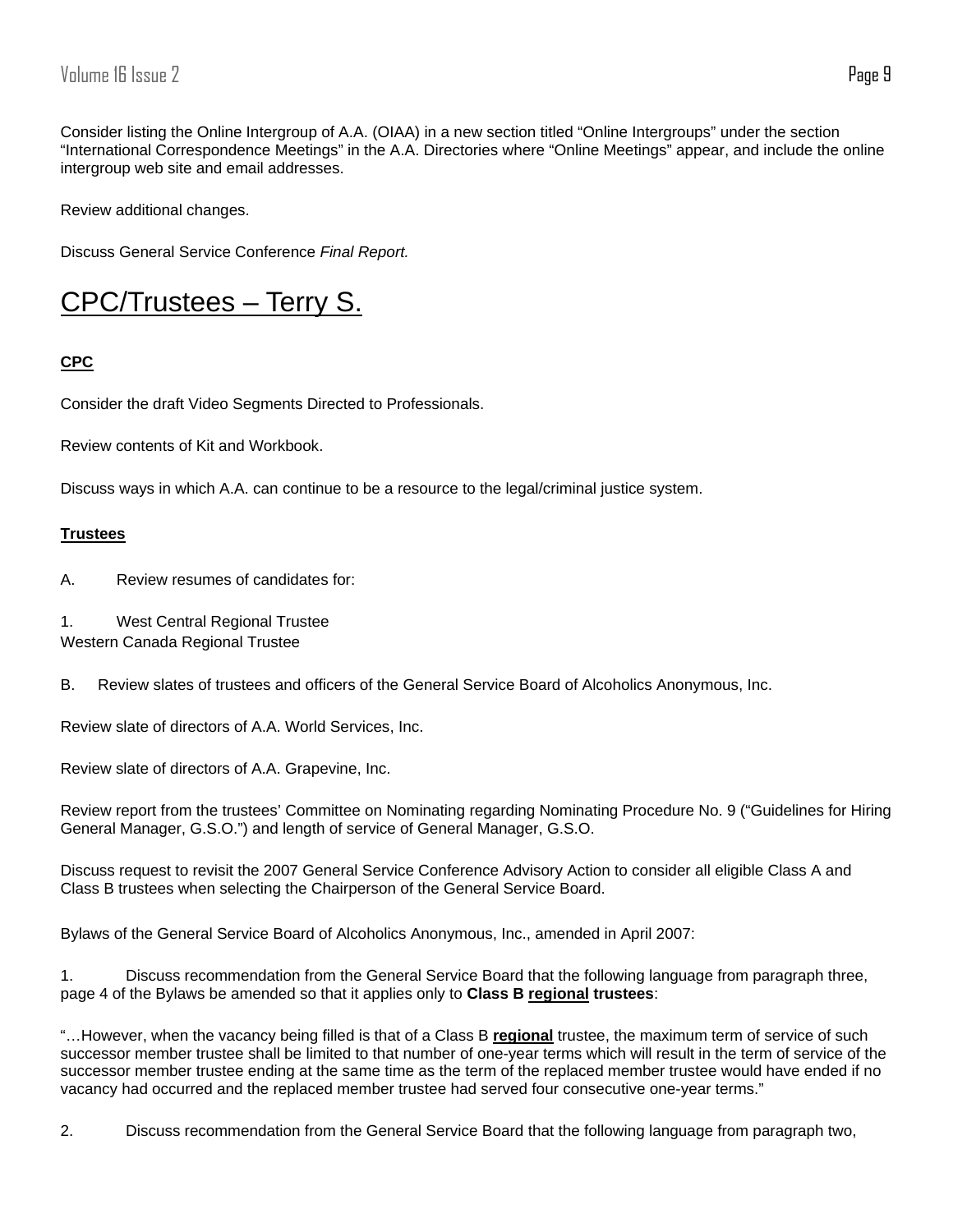Consider listing the Online Intergroup of A.A. (OIAA) in a new section titled "Online Intergroups" under the section "International Correspondence Meetings" in the A.A. Directories where "Online Meetings" appear, and include the online intergroup web site and email addresses.

Review additional changes.

Discuss General Service Conference *Final Report.*

# CPC/Trustees – Terry S.

**CPC**

Consider the draft Video Segments Directed to Professionals.

Review contents of Kit and Workbook.

Discuss ways in which A.A. can continue to be a resource to the legal/criminal justice system.

**Trustees**

A. Review resumes of candidates for:

1. West Central Regional Trustee
Western Canada Regional Trustee

B. Review slates of trustees and officers of the General Service Board of Alcoholics Anonymous, Inc.

Review slate of directors of A.A. World Services, Inc.

Review slate of directors of A.A. Grapevine, Inc.

Review report from the trustees' Committee on Nominating regarding Nominating Procedure No. 9 ("Guidelines for Hiring General Manager, G.S.O.") and length of service of General Manager, G.S.O.

Discuss request to revisit the 2007 General Service Conference Advisory Action to consider all eligible Class A and Class B trustees when selecting the Chairperson of the General Service Board.

Bylaws of the General Service Board of Alcoholics Anonymous, Inc., amended in April 2007:

1. Discuss recommendation from the General Service Board that the following language from paragraph three, page 4 of the Bylaws be amended so that it applies only to **Class B <u>regional</u> trustees**:

"…However, when the vacancy being filled is that of a Class B **<u>regional</u>** trustee, the maximum term of service of such successor member trustee shall be limited to that number of one-year terms which will result in the term of service of the successor member trustee ending at the same time as the term of the replaced member trustee would have ended if no vacancy had occurred and the replaced member trustee had served four consecutive one-year terms."

2. Discuss recommendation from the General Service Board that the following language from paragraph two,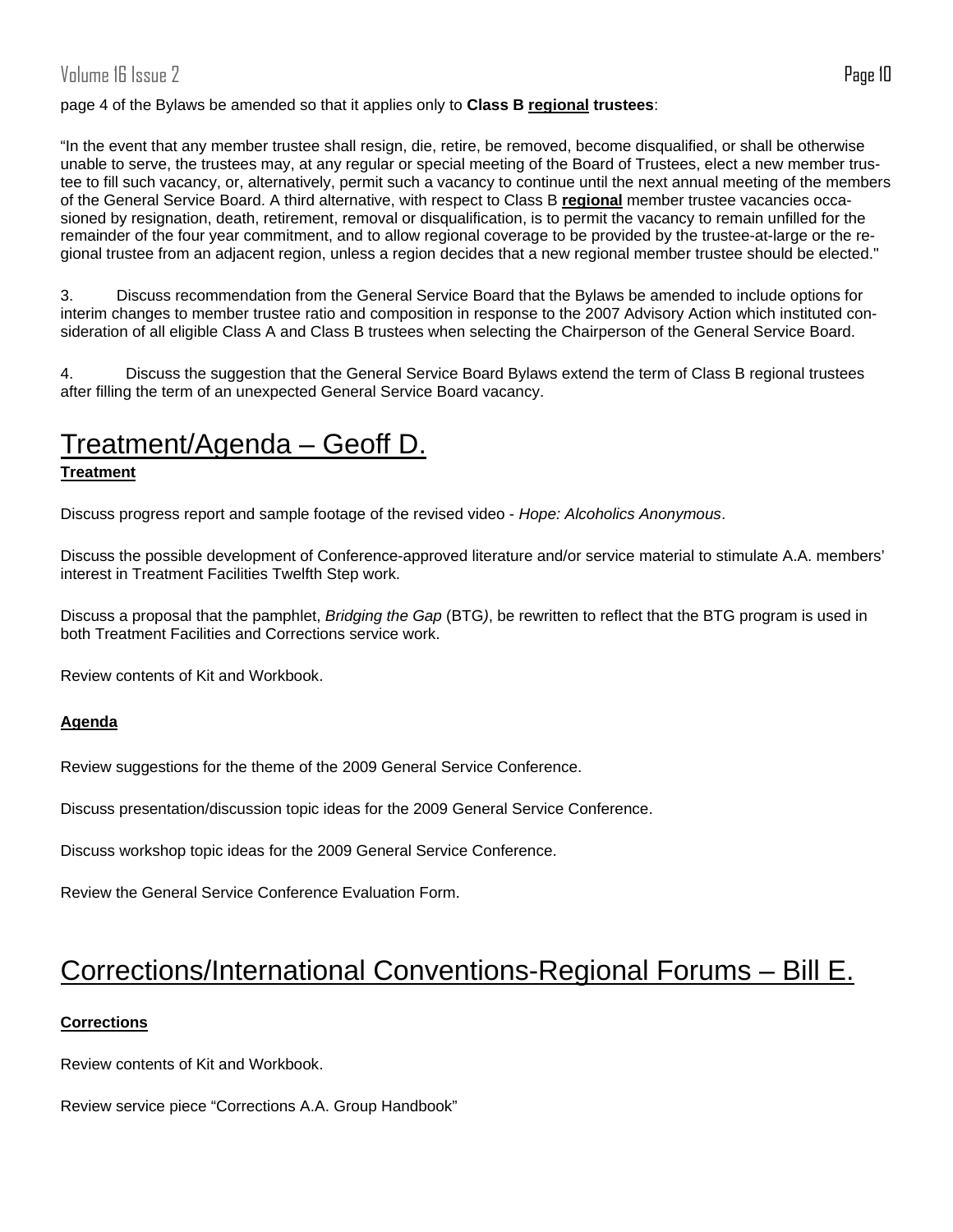page 4 of the Bylaws be amended so that it applies only to **Class B <u>regional</u> trustees**:

"In the event that any member trustee shall resign, die, retire, be removed, become disqualified, or shall be otherwise unable to serve, the trustees may, at any regular or special meeting of the Board of Trustees, elect a new member trustee to fill such vacancy, or, alternatively, permit such a vacancy to continue until the next annual meeting of the members of the General Service Board. A third alternative, with respect to Class B **<u>regional</u>** member trustee vacancies occasioned by resignation, death, retirement, removal or disqualification, is to permit the vacancy to remain unfilled for the remainder of the four year commitment, and to allow regional coverage to be provided by the trustee-at-large or the regional trustee from an adjacent region, unless a region decides that a new regional member trustee should be elected."

3. Discuss recommendation from the General Service Board that the Bylaws be amended to include options for interim changes to member trustee ratio and composition in response to the 2007 Advisory Action which instituted consideration of all eligible Class A and Class B trustees when selecting the Chairperson of the General Service Board.

4. Discuss the suggestion that the General Service Board Bylaws extend the term of Class B regional trustees after filling the term of an unexpected General Service Board vacancy.

# <u>Treatment/Agenda – Geoff D.</u>

**<u>Treatment</u>**

Discuss progress report and sample footage of the revised video - *Hope: Alcoholics Anonymous*.

Discuss the possible development of Conference-approved literature and/or service material to stimulate A.A. members' interest in Treatment Facilities Twelfth Step work.

Discuss a proposal that the pamphlet, *Bridging the Gap* (BTG), be rewritten to reflect that the BTG program is used in both Treatment Facilities and Corrections service work.

Review contents of Kit and Workbook.

**<u>Agenda</u>**

Review suggestions for the theme of the 2009 General Service Conference.

Discuss presentation/discussion topic ideas for the 2009 General Service Conference.

Discuss workshop topic ideas for the 2009 General Service Conference.

Review the General Service Conference Evaluation Form.

# <u>Corrections/International Conventions-Regional Forums – Bill E.</u>

**<u>Corrections</u>**

Review contents of Kit and Workbook.

Review service piece "Corrections A.A. Group Handbook"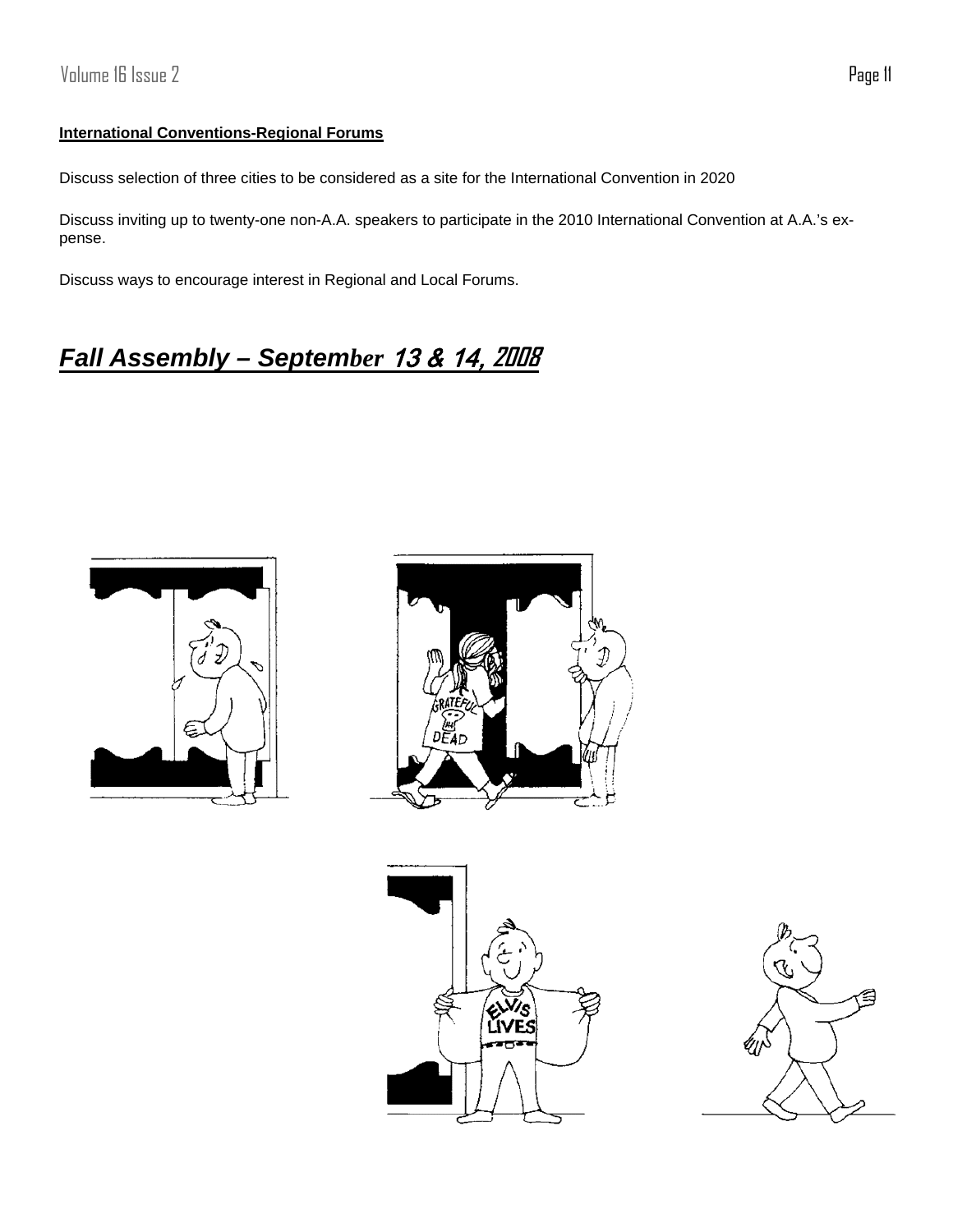**International Conventions-Regional Forums**

Discuss selection of three cities to be considered as a site for the International Convention in 2020

Discuss inviting up to twenty-one non-A.A. speakers to participate in the 2010 International Convention at A.A.'s expense.

Discuss ways to encourage interest in Regional and Local Forums.

## *Fall Assembly – September 13 & 14, 2008*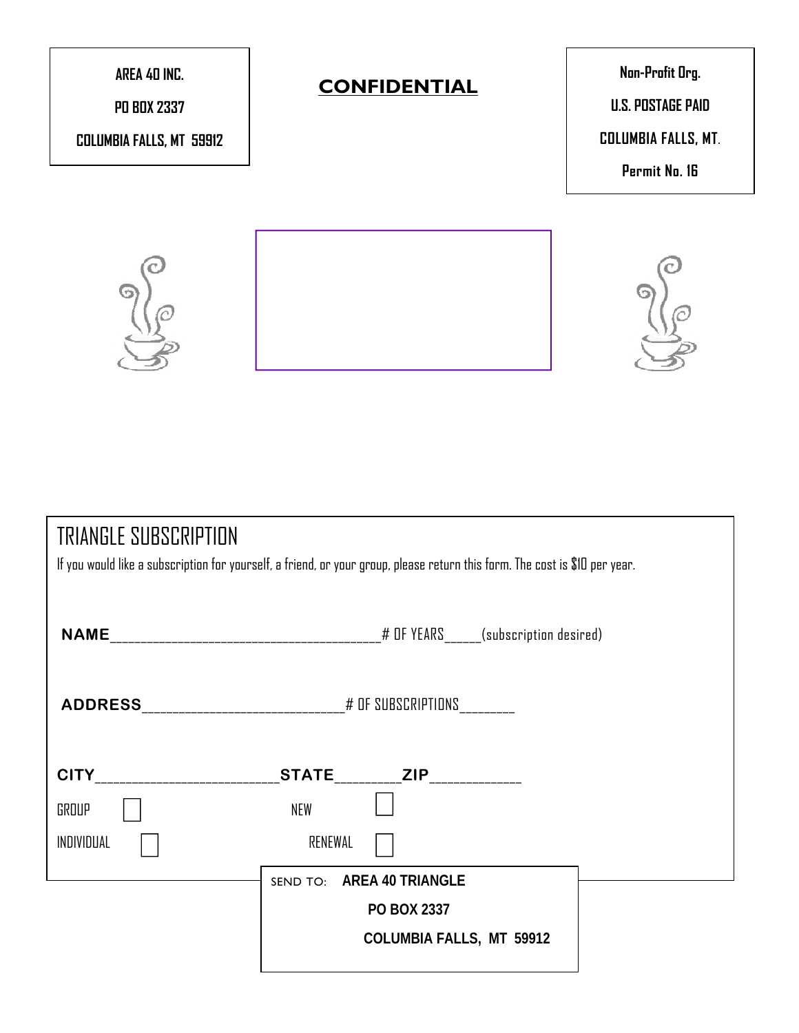AREA 40 INC.

PO BOX 2337

COLUMBIA FALLS, MT 59912

**CONFIDENTIAL**

Non-Profit Org.

U.S. POSTAGE PAID

COLUMBIA FALLS, MT.

Permit No. 16

## TRIANGLE SUBSCRIPTION

If you would like a subscription for yourself, a friend, or your group, please return this form. The cost is $10 per year.

**NAME**________________________________________# OF YEARS_____(subscription desired)

**ADDRESS**______________________________# OF SUBSCRIPTIONS________

**CITY**__________________________**STATE**_________**ZIP**_____________

GROUP ☐ NEW ☐

INDIVIDUAL ☐ RENEWAL ☐

SEND TO: **AREA 40 TRIANGLE**

**PO BOX 2337**

**COLUMBIA FALLS, MT 59912**